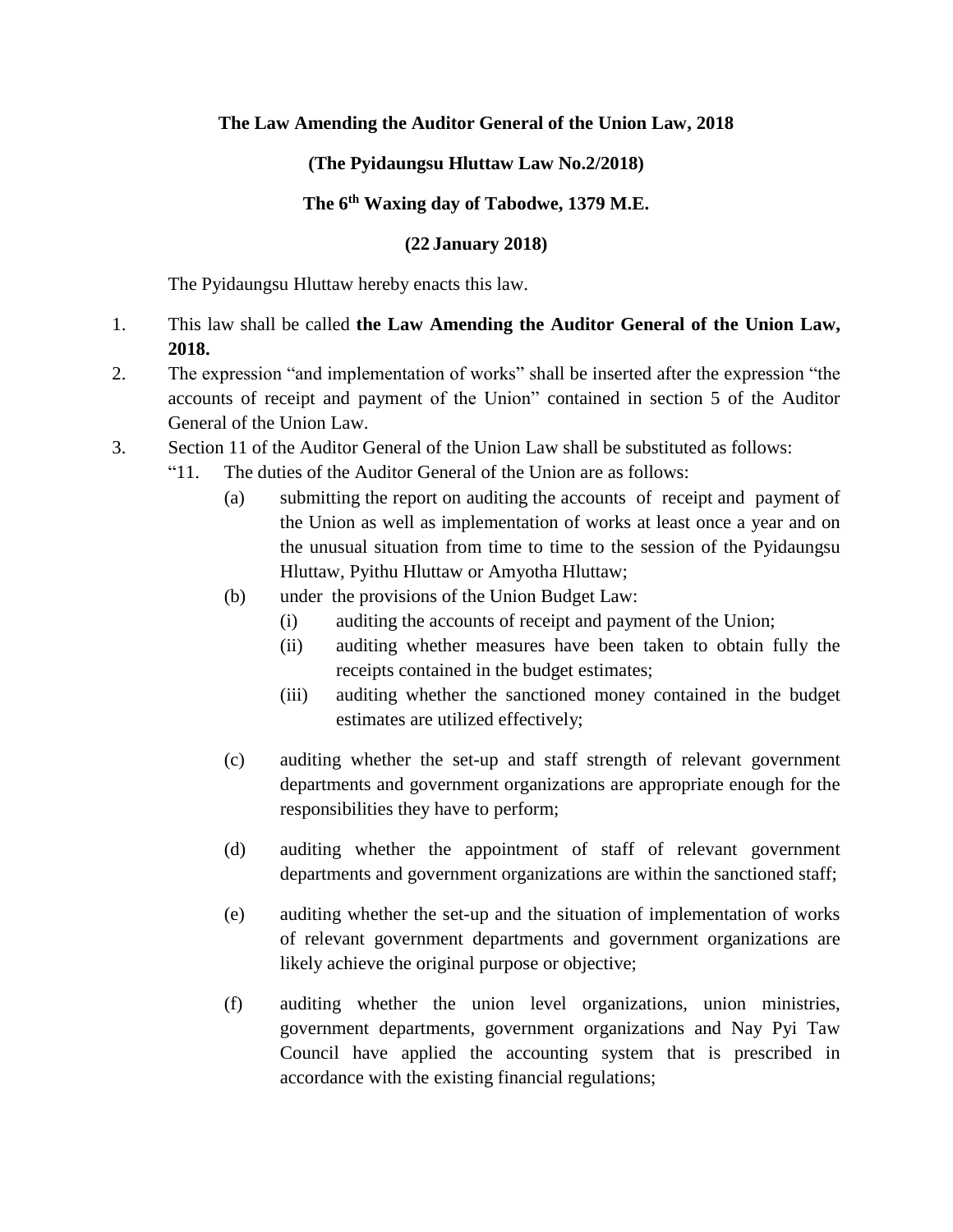**The Law Amending the Auditor General of the Union Law, 2018**

**(The Pyidaungsu Hluttaw Law No.2/2018)**

**The 6th Waxing day of Tabodwe, 1379 M.E.**

**(22 January 2018)**

The Pyidaungsu Hluttaw hereby enacts this law.

1. This law shall be called **the Law Amending the Auditor General of the Union Law, 2018.**
2. The expression "and implementation of works" shall be inserted after the expression "the accounts of receipt and payment of the Union" contained in section 5 of the Auditor General of the Union Law.
3. Section 11 of the Auditor General of the Union Law shall be substituted as follows:

   "11. The duties of the Auditor General of the Union are as follows:

   (a) submitting the report on auditing the accounts of receipt and payment of the Union as well as implementation of works at least once a year and on the unusual situation from time to time to the session of the Pyidaungsu Hluttaw, Pyithu Hluttaw or Amyotha Hluttaw;

   (b) under the provisions of the Union Budget Law:

   (i) auditing the accounts of receipt and payment of the Union;

   (ii) auditing whether measures have been taken to obtain fully the receipts contained in the budget estimates;

   (iii) auditing whether the sanctioned money contained in the budget estimates are utilized effectively;

   (c) auditing whether the set-up and staff strength of relevant government departments and government organizations are appropriate enough for the responsibilities they have to perform;

   (d) auditing whether the appointment of staff of relevant government departments and government organizations are within the sanctioned staff;

   (e) auditing whether the set-up and the situation of implementation of works of relevant government departments and government organizations are likely achieve the original purpose or objective;

   (f) auditing whether the union level organizations, union ministries, government departments, government organizations and Nay Pyi Taw Council have applied the accounting system that is prescribed in accordance with the existing financial regulations;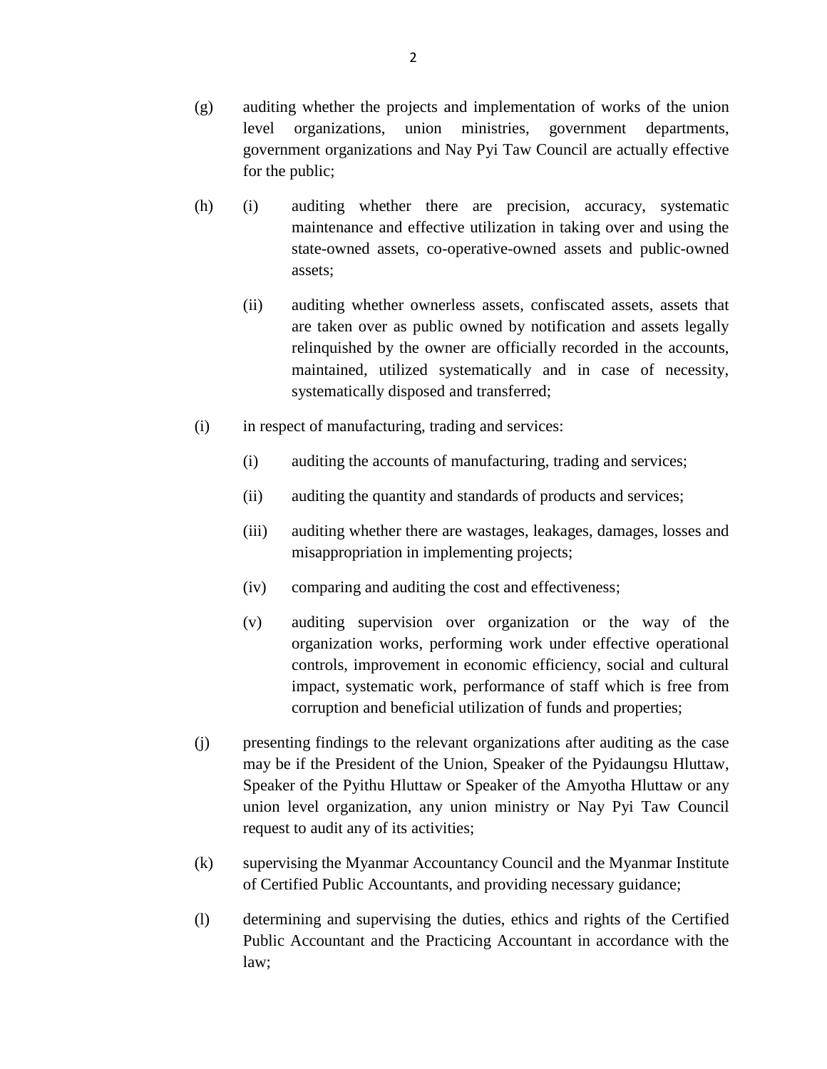(g) auditing whether the projects and implementation of works of the union level organizations, union ministries, government departments, government organizations and Nay Pyi Taw Council are actually effective for the public;

(h) (i) auditing whether there are precision, accuracy, systematic maintenance and effective utilization in taking over and using the state-owned assets, co-operative-owned assets and public-owned assets;

(ii) auditing whether ownerless assets, confiscated assets, assets that are taken over as public owned by notification and assets legally relinquished by the owner are officially recorded in the accounts, maintained, utilized systematically and in case of necessity, systematically disposed and transferred;

(i) in respect of manufacturing, trading and services:

(i) auditing the accounts of manufacturing, trading and services;

(ii) auditing the quantity and standards of products and services;

(iii) auditing whether there are wastages, leakages, damages, losses and misappropriation in implementing projects;

(iv) comparing and auditing the cost and effectiveness;

(v) auditing supervision over organization or the way of the organization works, performing work under effective operational controls, improvement in economic efficiency, social and cultural impact, systematic work, performance of staff which is free from corruption and beneficial utilization of funds and properties;

(j) presenting findings to the relevant organizations after auditing as the case may be if the President of the Union, Speaker of the Pyidaungsu Hluttaw, Speaker of the Pyithu Hluttaw or Speaker of the Amyotha Hluttaw or any union level organization, any union ministry or Nay Pyi Taw Council request to audit any of its activities;

(k) supervising the Myanmar Accountancy Council and the Myanmar Institute of Certified Public Accountants, and providing necessary guidance;

(l) determining and supervising the duties, ethics and rights of the Certified Public Accountant and the Practicing Accountant in accordance with the law;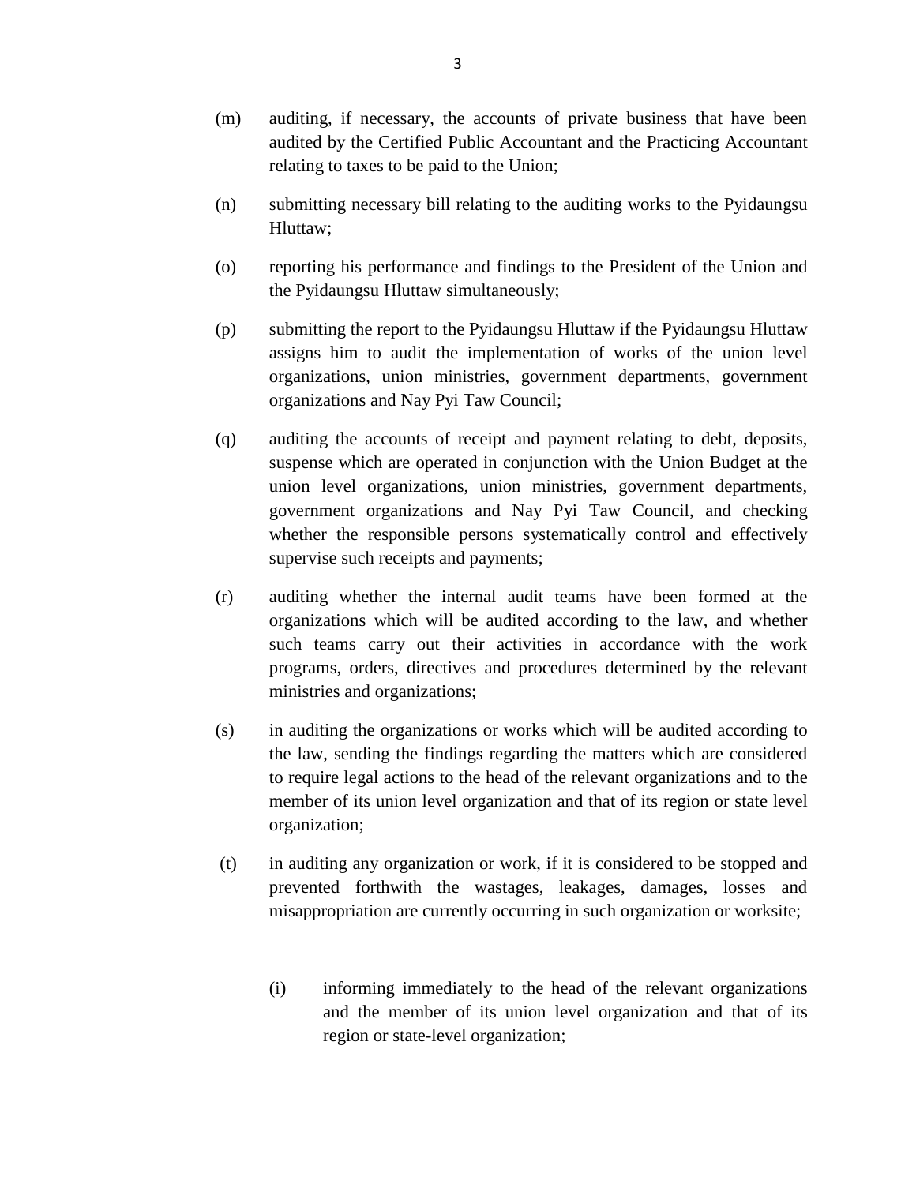(m) auditing, if necessary, the accounts of private business that have been audited by the Certified Public Accountant and the Practicing Accountant relating to taxes to be paid to the Union;

(n) submitting necessary bill relating to the auditing works to the Pyidaungsu Hluttaw;

(o) reporting his performance and findings to the President of the Union and the Pyidaungsu Hluttaw simultaneously;

(p) submitting the report to the Pyidaungsu Hluttaw if the Pyidaungsu Hluttaw assigns him to audit the implementation of works of the union level organizations, union ministries, government departments, government organizations and Nay Pyi Taw Council;

(q) auditing the accounts of receipt and payment relating to debt, deposits, suspense which are operated in conjunction with the Union Budget at the union level organizations, union ministries, government departments, government organizations and Nay Pyi Taw Council, and checking whether the responsible persons systematically control and effectively supervise such receipts and payments;

(r) auditing whether the internal audit teams have been formed at the organizations which will be audited according to the law, and whether such teams carry out their activities in accordance with the work programs, orders, directives and procedures determined by the relevant ministries and organizations;

(s) in auditing the organizations or works which will be audited according to the law, sending the findings regarding the matters which are considered to require legal actions to the head of the relevant organizations and to the member of its union level organization and that of its region or state level organization;

(t) in auditing any organization or work, if it is considered to be stopped and prevented forthwith the wastages, leakages, damages, losses and misappropriation are currently occurring in such organization or worksite;

   (i) informing immediately to the head of the relevant organizations and the member of its union level organization and that of its region or state-level organization;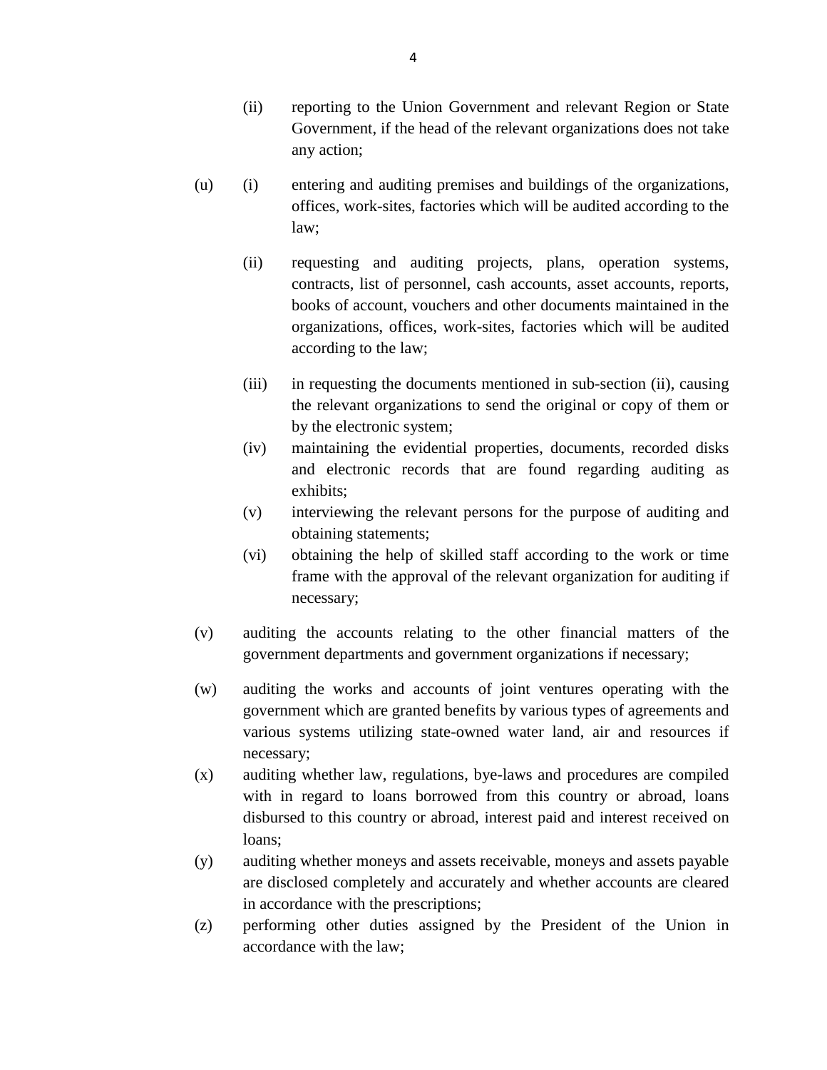(ii) reporting to the Union Government and relevant Region or State Government, if the head of the relevant organizations does not take any action;

(u) (i) entering and auditing premises and buildings of the organizations, offices, work-sites, factories which will be audited according to the law;

(ii) requesting and auditing projects, plans, operation systems, contracts, list of personnel, cash accounts, asset accounts, reports, books of account, vouchers and other documents maintained in the organizations, offices, work-sites, factories which will be audited according to the law;

(iii) in requesting the documents mentioned in sub-section (ii), causing the relevant organizations to send the original or copy of them or by the electronic system;

(iv) maintaining the evidential properties, documents, recorded disks and electronic records that are found regarding auditing as exhibits;

(v) interviewing the relevant persons for the purpose of auditing and obtaining statements;

(vi) obtaining the help of skilled staff according to the work or time frame with the approval of the relevant organization for auditing if necessary;

(v) auditing the accounts relating to the other financial matters of the government departments and government organizations if necessary;

(w) auditing the works and accounts of joint ventures operating with the government which are granted benefits by various types of agreements and various systems utilizing state-owned water land, air and resources if necessary;

(x) auditing whether law, regulations, bye-laws and procedures are compiled with in regard to loans borrowed from this country or abroad, loans disbursed to this country or abroad, interest paid and interest received on loans;

(y) auditing whether moneys and assets receivable, moneys and assets payable are disclosed completely and accurately and whether accounts are cleared in accordance with the prescriptions;

(z) performing other duties assigned by the President of the Union in accordance with the law;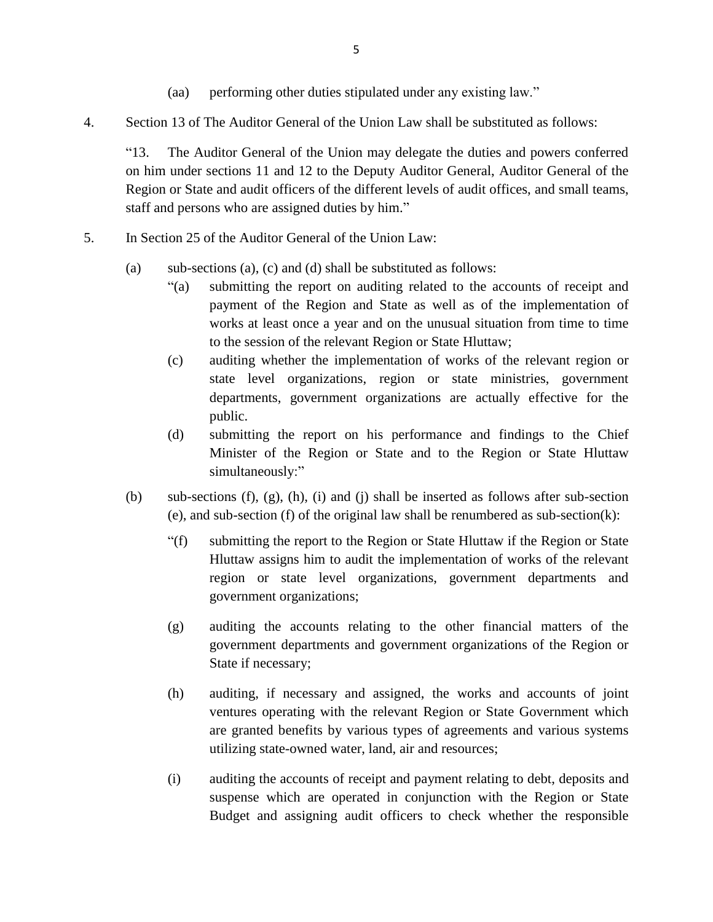(aa) performing other duties stipulated under any existing law."

4. Section 13 of The Auditor General of the Union Law shall be substituted as follows:

"13. The Auditor General of the Union may delegate the duties and powers conferred on him under sections 11 and 12 to the Deputy Auditor General, Auditor General of the Region or State and audit officers of the different levels of audit offices, and small teams, staff and persons who are assigned duties by him."

5. In Section 25 of the Auditor General of the Union Law:

(a) sub-sections (a), (c) and (d) shall be substituted as follows:

"(a) submitting the report on auditing related to the accounts of receipt and payment of the Region and State as well as of the implementation of works at least once a year and on the unusual situation from time to time to the session of the relevant Region or State Hluttaw;

(c) auditing whether the implementation of works of the relevant region or state level organizations, region or state ministries, government departments, government organizations are actually effective for the public.

(d) submitting the report on his performance and findings to the Chief Minister of the Region or State and to the Region or State Hluttaw simultaneously:"

(b) sub-sections (f), (g), (h), (i) and (j) shall be inserted as follows after sub-section (e), and sub-section (f) of the original law shall be renumbered as sub-section(k):

"(f) submitting the report to the Region or State Hluttaw if the Region or State Hluttaw assigns him to audit the implementation of works of the relevant region or state level organizations, government departments and government organizations;

(g) auditing the accounts relating to the other financial matters of the government departments and government organizations of the Region or State if necessary;

(h) auditing, if necessary and assigned, the works and accounts of joint ventures operating with the relevant Region or State Government which are granted benefits by various types of agreements and various systems utilizing state-owned water, land, air and resources;

(i) auditing the accounts of receipt and payment relating to debt, deposits and suspense which are operated in conjunction with the Region or State Budget and assigning audit officers to check whether the responsible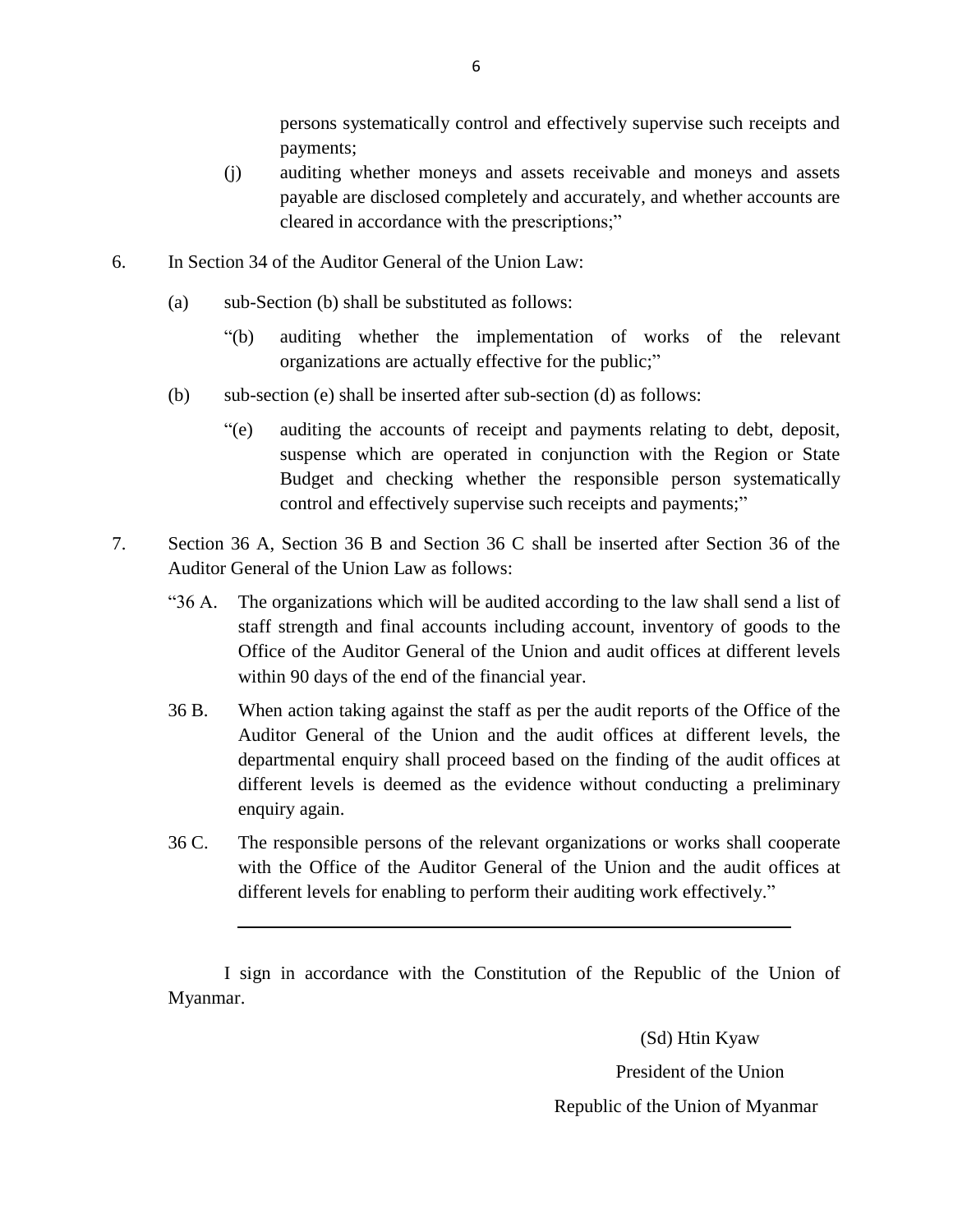persons systematically control and effectively supervise such receipts and payments;

(j) auditing whether moneys and assets receivable and moneys and assets payable are disclosed completely and accurately, and whether accounts are cleared in accordance with the prescriptions;"

6. In Section 34 of the Auditor General of the Union Law:

   (a) sub-Section (b) shall be substituted as follows:

   "(b) auditing whether the implementation of works of the relevant organizations are actually effective for the public;"

   (b) sub-section (e) shall be inserted after sub-section (d) as follows:

   "(e) auditing the accounts of receipt and payments relating to debt, deposit, suspense which are operated in conjunction with the Region or State Budget and checking whether the responsible person systematically control and effectively supervise such receipts and payments;"

7. Section 36 A, Section 36 B and Section 36 C shall be inserted after Section 36 of the Auditor General of the Union Law as follows:

   "36 A. The organizations which will be audited according to the law shall send a list of staff strength and final accounts including account, inventory of goods to the Office of the Auditor General of the Union and audit offices at different levels within 90 days of the end of the financial year.

   36 B. When action taking against the staff as per the audit reports of the Office of the Auditor General of the Union and the audit offices at different levels, the departmental enquiry shall proceed based on the finding of the audit offices at different levels is deemed as the evidence without conducting a preliminary enquiry again.

   36 C. The responsible persons of the relevant organizations or works shall cooperate with the Office of the Auditor General of the Union and the audit offices at different levels for enabling to perform their auditing work effectively."

---

I sign in accordance with the Constitution of the Republic of the Union of Myanmar.

(Sd) Htin Kyaw

President of the Union

Republic of the Union of Myanmar